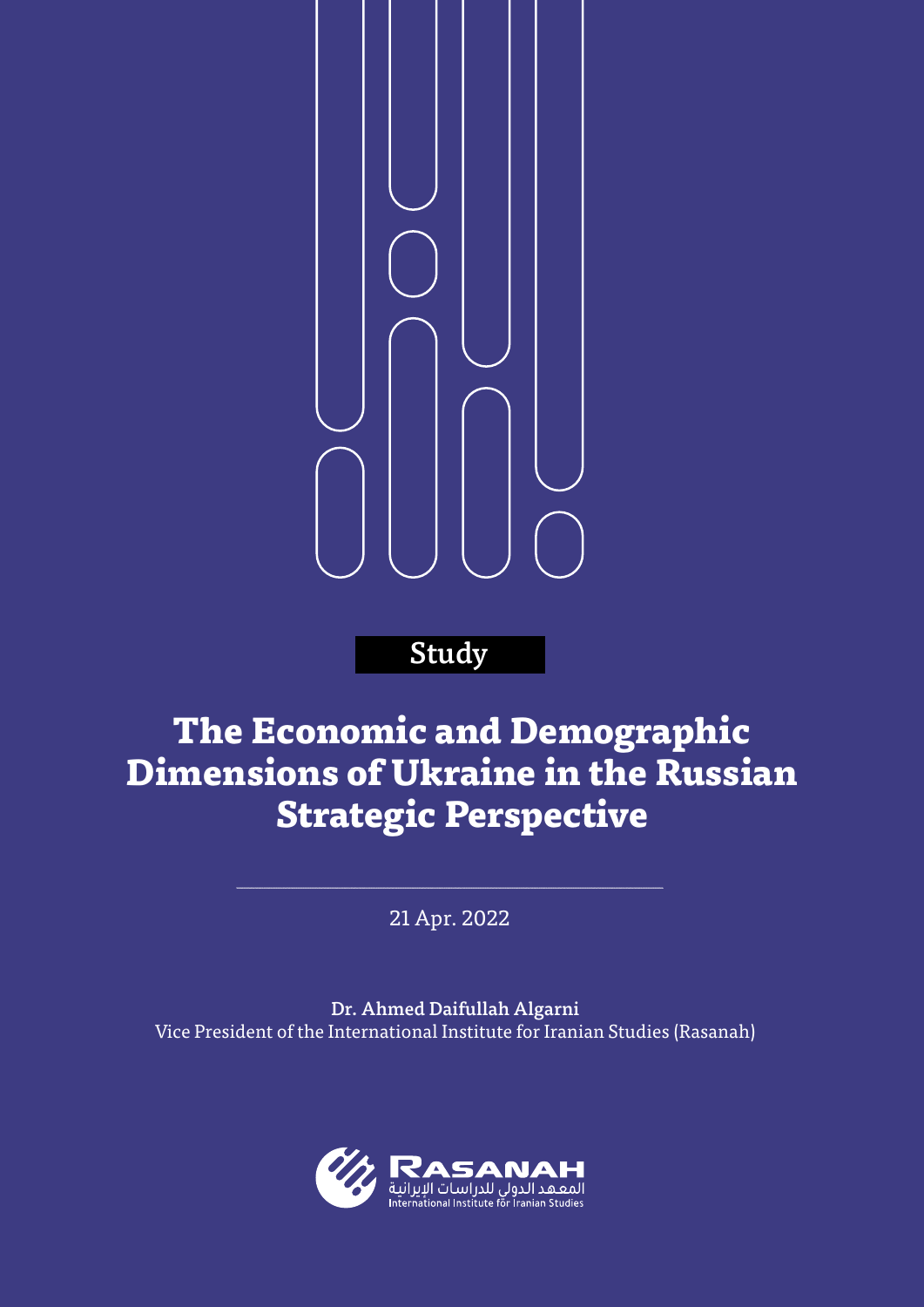Study

# The Economic and Demographic Dimensions of Ukraine in the Russian Strategic Perspective

21 Apr. 2022

**Dr. Ahmed Daifullah Algarni**
Vice President of the International Institute for Iranian Studies (Rasanah)

RASANAH
المعهد الدولي للدراسات الإيرانية
International Institute for Iranian Studies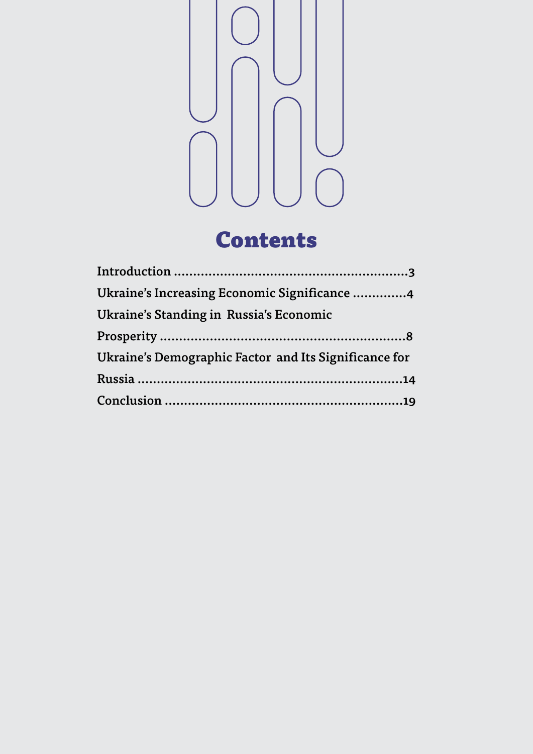# Contents

Introduction ............................................................3

Ukraine’s Increasing Economic Significance ..............4

Ukraine’s Standing in Russia’s Economic Prosperity ...............................................................8

Ukraine’s Demographic Factor and Its Significance for Russia ....................................................................14

Conclusion .............................................................19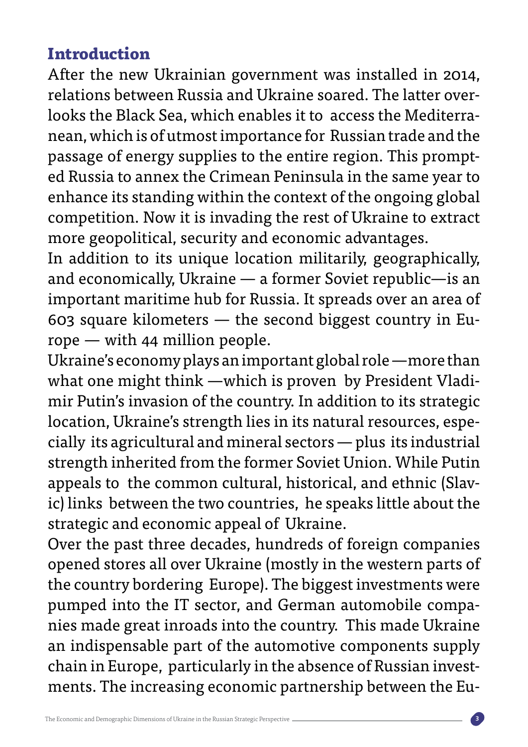## Introduction

After the new Ukrainian government was installed in 2014, relations between Russia and Ukraine soared. The latter overlooks the Black Sea, which enables it to access the Mediterranean, which is of utmost importance for Russian trade and the passage of energy supplies to the entire region. This prompted Russia to annex the Crimean Peninsula in the same year to enhance its standing within the context of the ongoing global competition. Now it is invading the rest of Ukraine to extract more geopolitical, security and economic advantages.

In addition to its unique location militarily, geographically, and economically, Ukraine — a former Soviet republic—is an important maritime hub for Russia. It spreads over an area of 603 square kilometers — the second biggest country in Europe — with 44 million people.

Ukraine's economy plays an important global role —more than what one might think —which is proven by President Vladimir Putin's invasion of the country. In addition to its strategic location, Ukraine's strength lies in its natural resources, especially its agricultural and mineral sectors — plus its industrial strength inherited from the former Soviet Union. While Putin appeals to the common cultural, historical, and ethnic (Slavic) links between the two countries, he speaks little about the strategic and economic appeal of Ukraine.

Over the past three decades, hundreds of foreign companies opened stores all over Ukraine (mostly in the western parts of the country bordering Europe). The biggest investments were pumped into the IT sector, and German automobile companies made great inroads into the country. This made Ukraine an indispensable part of the automotive components supply chain in Europe, particularly in the absence of Russian investments. The increasing economic partnership between the Eu-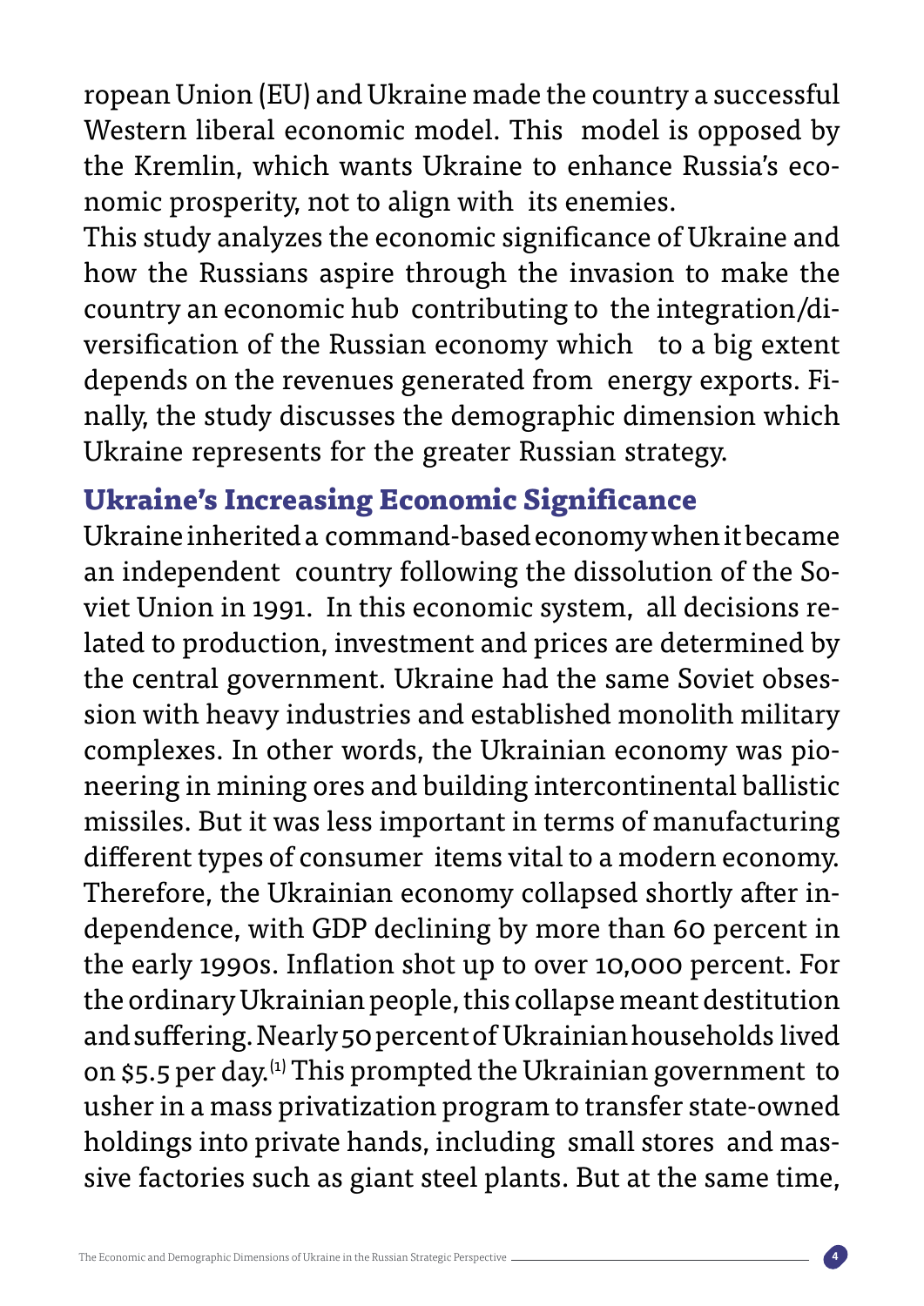ropean Union (EU) and Ukraine made the country a successful Western liberal economic model. This model is opposed by the Kremlin, which wants Ukraine to enhance Russia's economic prosperity, not to align with its enemies.

This study analyzes the economic significance of Ukraine and how the Russians aspire through the invasion to make the country an economic hub contributing to the integration/diversification of the Russian economy which to a big extent depends on the revenues generated from energy exports. Finally, the study discusses the demographic dimension which Ukraine represents for the greater Russian strategy.

## Ukraine's Increasing Economic Significance

Ukraine inherited a command-based economy when it became an independent country following the dissolution of the Soviet Union in 1991. In this economic system, all decisions related to production, investment and prices are determined by the central government. Ukraine had the same Soviet obsession with heavy industries and established monolith military complexes. In other words, the Ukrainian economy was pioneering in mining ores and building intercontinental ballistic missiles. But it was less important in terms of manufacturing different types of consumer items vital to a modern economy. Therefore, the Ukrainian economy collapsed shortly after independence, with GDP declining by more than 60 percent in the early 1990s. Inflation shot up to over 10,000 percent. For the ordinary Ukrainian people, this collapse meant destitution and suffering. Nearly 50 percent of Ukrainian households lived on $5.5 per day.[1] This prompted the Ukrainian government to usher in a mass privatization program to transfer state-owned holdings into private hands, including small stores and massive factories such as giant steel plants. But at the same time,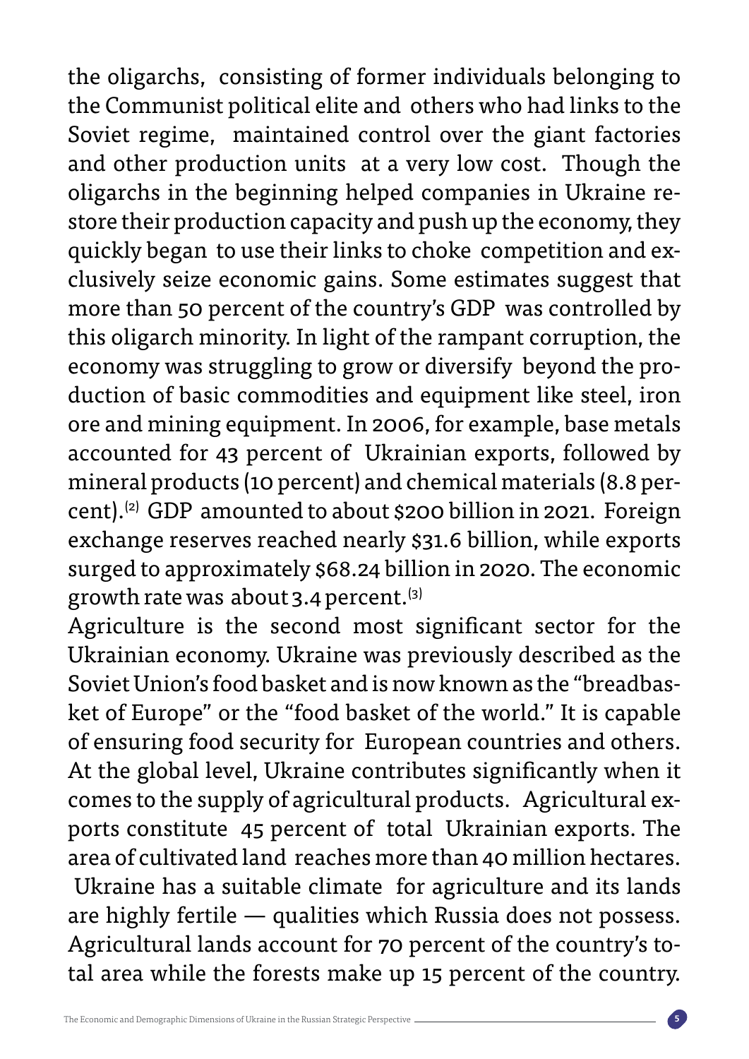the oligarchs, consisting of former individuals belonging to the Communist political elite and others who had links to the Soviet regime, maintained control over the giant factories and other production units at a very low cost. Though the oligarchs in the beginning helped companies in Ukraine restore their production capacity and push up the economy, they quickly began to use their links to choke competition and exclusively seize economic gains. Some estimates suggest that more than 50 percent of the country's GDP was controlled by this oligarch minority. In light of the rampant corruption, the economy was struggling to grow or diversify beyond the production of basic commodities and equipment like steel, iron ore and mining equipment. In 2006, for example, base metals accounted for 43 percent of Ukrainian exports, followed by mineral products (10 percent) and chemical materials (8.8 percent).[2] GDP amounted to about $200 billion in 2021. Foreign exchange reserves reached nearly $31.6 billion, while exports surged to approximately $68.24 billion in 2020. The economic growth rate was about 3.4 percent.[3]

Agriculture is the second most significant sector for the Ukrainian economy. Ukraine was previously described as the Soviet Union's food basket and is now known as the "breadbasket of Europe" or the "food basket of the world." It is capable of ensuring food security for European countries and others. At the global level, Ukraine contributes significantly when it comes to the supply of agricultural products. Agricultural exports constitute 45 percent of total Ukrainian exports. The area of cultivated land reaches more than 40 million hectares. Ukraine has a suitable climate for agriculture and its lands are highly fertile — qualities which Russia does not possess. Agricultural lands account for 70 percent of the country's total area while the forests make up 15 percent of the country.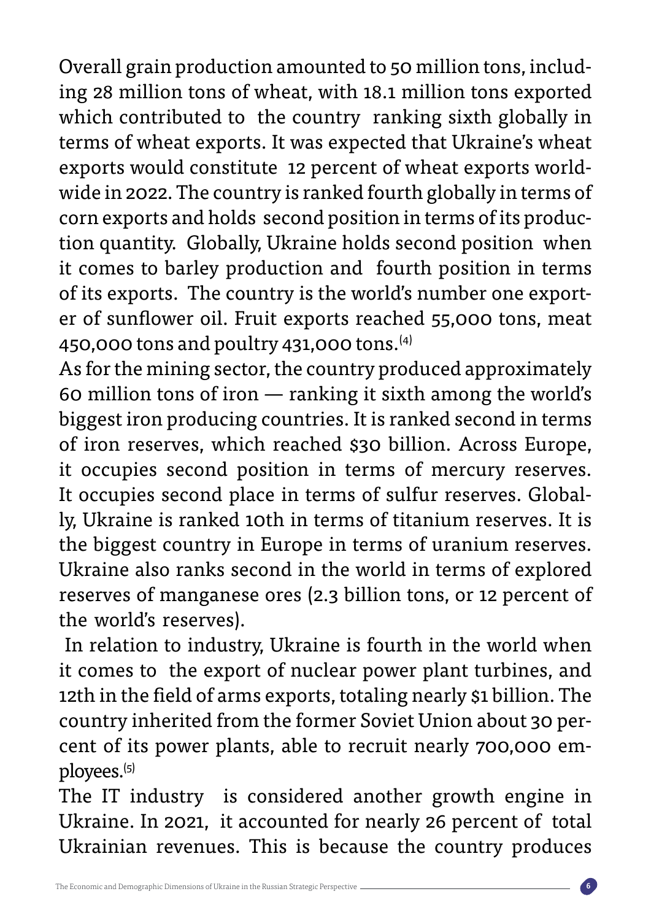Overall grain production amounted to 50 million tons, including 28 million tons of wheat, with 18.1 million tons exported which contributed to the country ranking sixth globally in terms of wheat exports. It was expected that Ukraine's wheat exports would constitute 12 percent of wheat exports worldwide in 2022. The country is ranked fourth globally in terms of corn exports and holds second position in terms of its production quantity. Globally, Ukraine holds second position when it comes to barley production and fourth position in terms of its exports. The country is the world's number one exporter of sunflower oil. Fruit exports reached 55,000 tons, meat 450,000 tons and poultry 431,000 tons.[4]

As for the mining sector, the country produced approximately 60 million tons of iron — ranking it sixth among the world's biggest iron producing countries. It is ranked second in terms of iron reserves, which reached $30 billion. Across Europe, it occupies second position in terms of mercury reserves. It occupies second place in terms of sulfur reserves. Globally, Ukraine is ranked 10th in terms of titanium reserves. It is the biggest country in Europe in terms of uranium reserves. Ukraine also ranks second in the world in terms of explored reserves of manganese ores (2.3 billion tons, or 12 percent of the world's reserves).

In relation to industry, Ukraine is fourth in the world when it comes to the export of nuclear power plant turbines, and 12th in the field of arms exports, totaling nearly $1 billion. The country inherited from the former Soviet Union about 30 percent of its power plants, able to recruit nearly 700,000 employees.[5]

The IT industry is considered another growth engine in Ukraine. In 2021, it accounted for nearly 26 percent of total Ukrainian revenues. This is because the country produces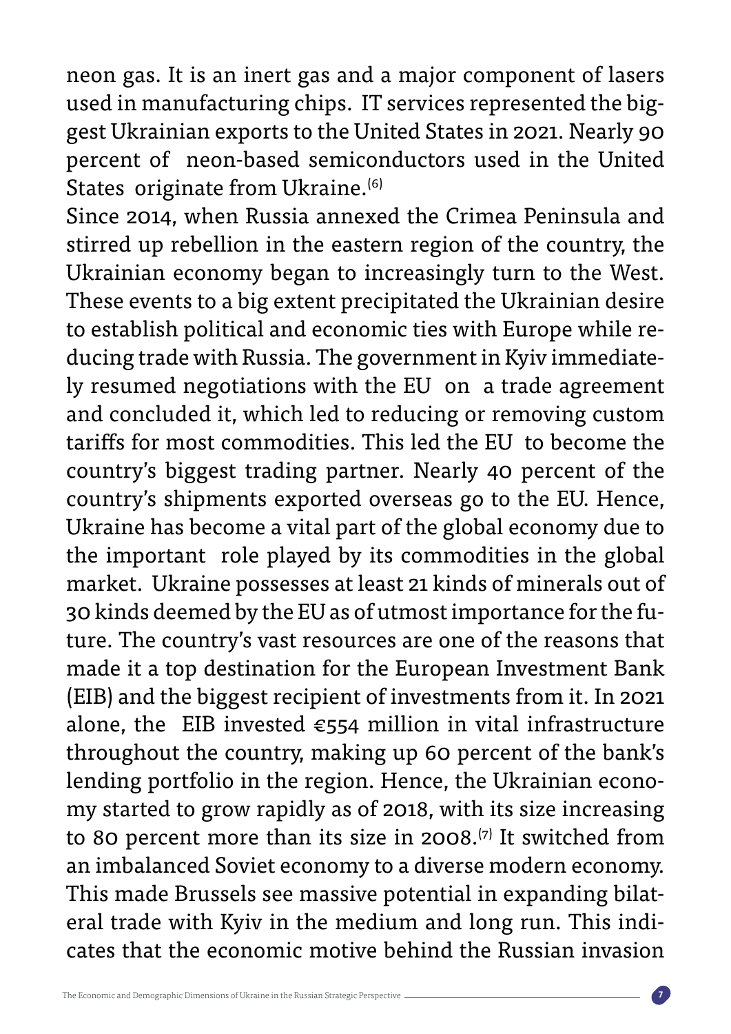neon gas. It is an inert gas and a major component of lasers used in manufacturing chips. IT services represented the biggest Ukrainian exports to the United States in 2021. Nearly 90 percent of neon-based semiconductors used in the United States originate from Ukraine.[6]

Since 2014, when Russia annexed the Crimea Peninsula and stirred up rebellion in the eastern region of the country, the Ukrainian economy began to increasingly turn to the West. These events to a big extent precipitated the Ukrainian desire to establish political and economic ties with Europe while reducing trade with Russia. The government in Kyiv immediately resumed negotiations with the EU on a trade agreement and concluded it, which led to reducing or removing custom tariffs for most commodities. This led the EU to become the country's biggest trading partner. Nearly 40 percent of the country's shipments exported overseas go to the EU. Hence, Ukraine has become a vital part of the global economy due to the important role played by its commodities in the global market. Ukraine possesses at least 21 kinds of minerals out of 30 kinds deemed by the EU as of utmost importance for the future. The country's vast resources are one of the reasons that made it a top destination for the European Investment Bank (EIB) and the biggest recipient of investments from it. In 2021 alone, the EIB invested €554 million in vital infrastructure throughout the country, making up 60 percent of the bank's lending portfolio in the region. Hence, the Ukrainian economy started to grow rapidly as of 2018, with its size increasing to 80 percent more than its size in 2008.[7] It switched from an imbalanced Soviet economy to a diverse modern economy. This made Brussels see massive potential in expanding bilateral trade with Kyiv in the medium and long run. This indicates that the economic motive behind the Russian invasion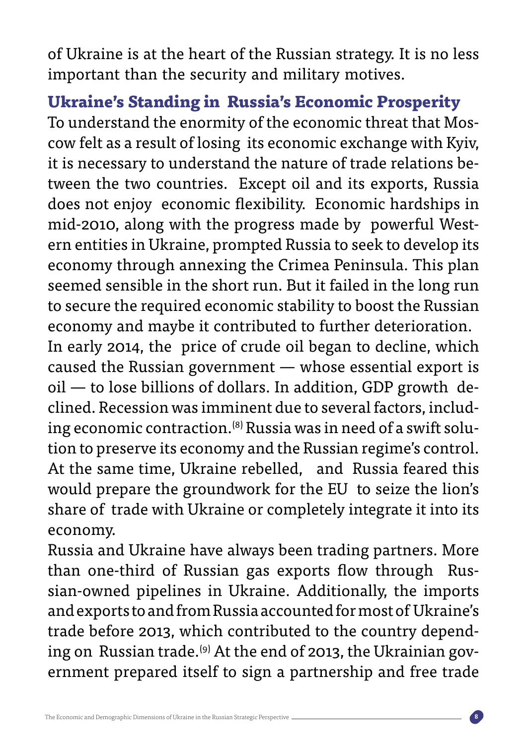of Ukraine is at the heart of the Russian strategy. It is no less important than the security and military motives.

## Ukraine's Standing in Russia's Economic Prosperity

To understand the enormity of the economic threat that Moscow felt as a result of losing its economic exchange with Kyiv, it is necessary to understand the nature of trade relations between the two countries. Except oil and its exports, Russia does not enjoy economic flexibility. Economic hardships in mid-2010, along with the progress made by powerful Western entities in Ukraine, prompted Russia to seek to develop its economy through annexing the Crimea Peninsula. This plan seemed sensible in the short run. But it failed in the long run to secure the required economic stability to boost the Russian economy and maybe it contributed to further deterioration.

In early 2014, the price of crude oil began to decline, which caused the Russian government — whose essential export is oil — to lose billions of dollars. In addition, GDP growth declined. Recession was imminent due to several factors, including economic contraction.[8] Russia was in need of a swift solution to preserve its economy and the Russian regime's control. At the same time, Ukraine rebelled, and Russia feared this would prepare the groundwork for the EU to seize the lion's share of trade with Ukraine or completely integrate it into its economy.

Russia and Ukraine have always been trading partners. More than one-third of Russian gas exports flow through Russian-owned pipelines in Ukraine. Additionally, the imports and exports to and from Russia accounted for most of Ukraine's trade before 2013, which contributed to the country depending on Russian trade.[9] At the end of 2013, the Ukrainian government prepared itself to sign a partnership and free trade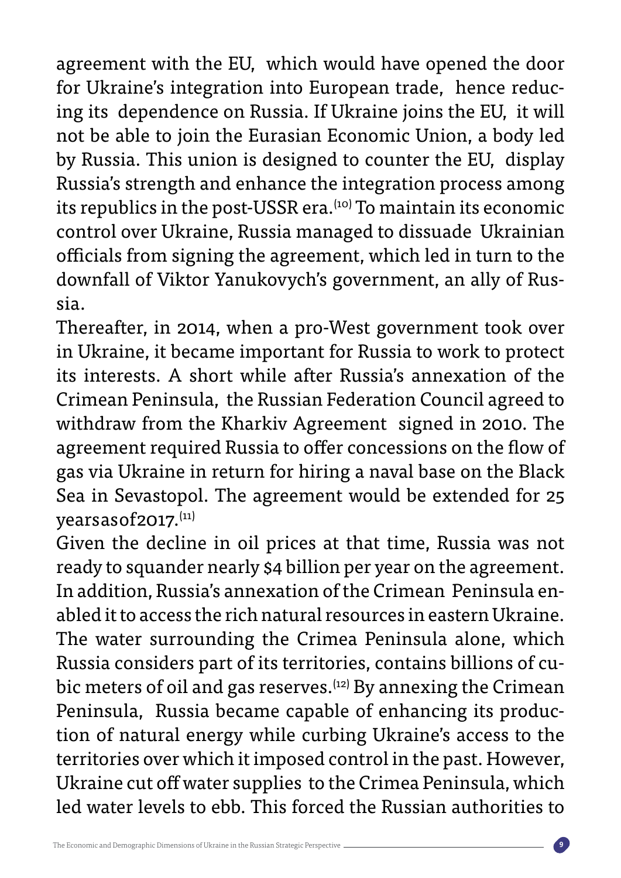agreement with the EU, which would have opened the door for Ukraine's integration into European trade, hence reducing its dependence on Russia. If Ukraine joins the EU, it will not be able to join the Eurasian Economic Union, a body led by Russia. This union is designed to counter the EU, display Russia's strength and enhance the integration process among its republics in the post-USSR era.[10] To maintain its economic control over Ukraine, Russia managed to dissuade Ukrainian officials from signing the agreement, which led in turn to the downfall of Viktor Yanukovych's government, an ally of Russia.

Thereafter, in 2014, when a pro-West government took over in Ukraine, it became important for Russia to work to protect its interests. A short while after Russia's annexation of the Crimean Peninsula, the Russian Federation Council agreed to withdraw from the Kharkiv Agreement signed in 2010. The agreement required Russia to offer concessions on the flow of gas via Ukraine in return for hiring a naval base on the Black Sea in Sevastopol. The agreement would be extended for 25 yearsasof2017.[11]

Given the decline in oil prices at that time, Russia was not ready to squander nearly $4 billion per year on the agreement. In addition, Russia's annexation of the Crimean Peninsula enabled it to access the rich natural resources in eastern Ukraine. The water surrounding the Crimea Peninsula alone, which Russia considers part of its territories, contains billions of cubic meters of oil and gas reserves.[12] By annexing the Crimean Peninsula, Russia became capable of enhancing its production of natural energy while curbing Ukraine's access to the territories over which it imposed control in the past. However, Ukraine cut off water supplies to the Crimea Peninsula, which led water levels to ebb. This forced the Russian authorities to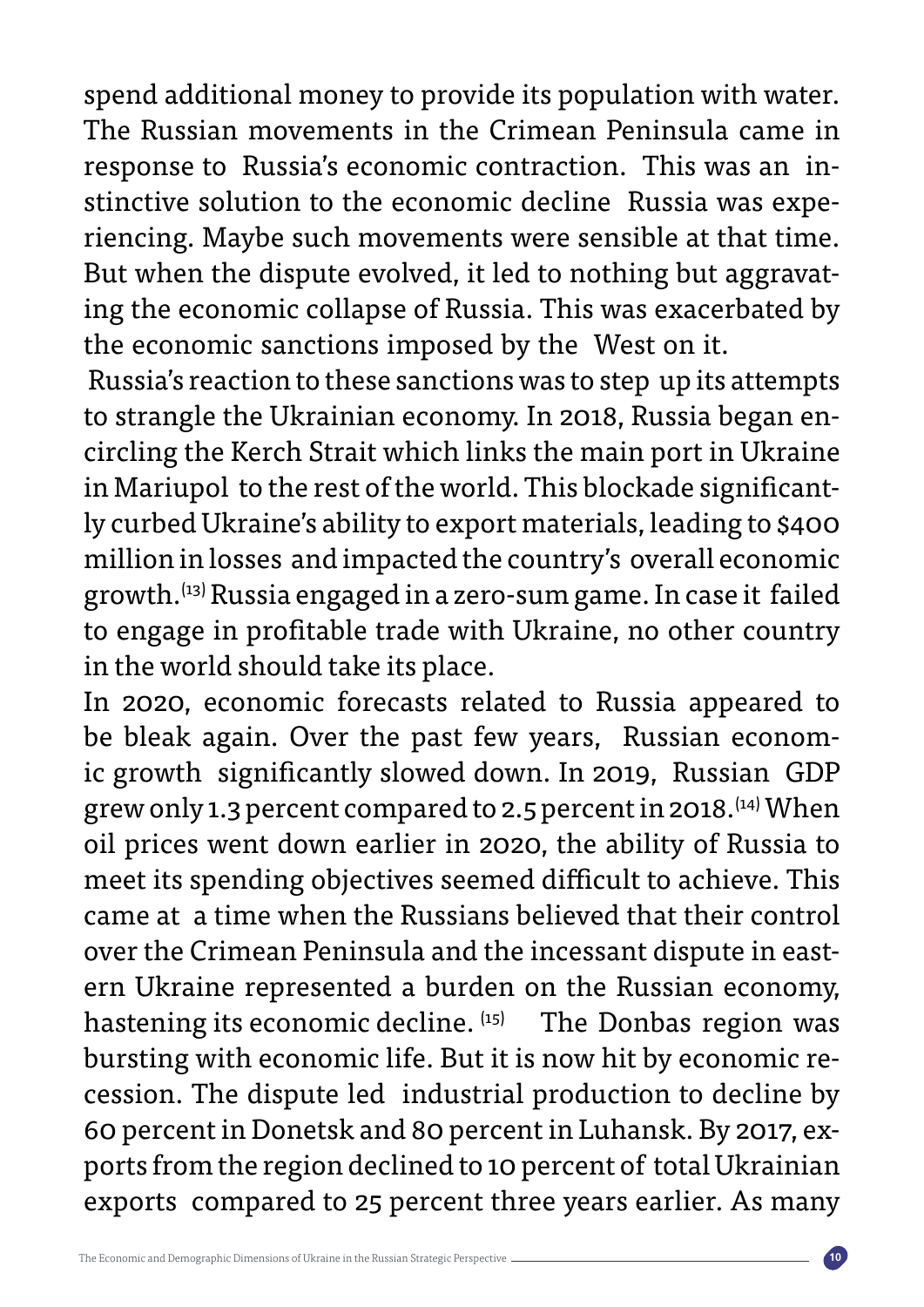spend additional money to provide its population with water. The Russian movements in the Crimean Peninsula came in response to Russia's economic contraction. This was an instinctive solution to the economic decline Russia was experiencing. Maybe such movements were sensible at that time. But when the dispute evolved, it led to nothing but aggravating the economic collapse of Russia. This was exacerbated by the economic sanctions imposed by the West on it.

Russia's reaction to these sanctions was to step up its attempts to strangle the Ukrainian economy. In 2018, Russia began encircling the Kerch Strait which links the main port in Ukraine in Mariupol to the rest of the world. This blockade significantly curbed Ukraine's ability to export materials, leading to $400 million in losses and impacted the country's overall economic growth.[13] Russia engaged in a zero-sum game. In case it failed to engage in profitable trade with Ukraine, no other country in the world should take its place.

In 2020, economic forecasts related to Russia appeared to be bleak again. Over the past few years, Russian economic growth significantly slowed down. In 2019, Russian GDP grew only 1.3 percent compared to 2.5 percent in 2018.[14] When oil prices went down earlier in 2020, the ability of Russia to meet its spending objectives seemed difficult to achieve. This came at a time when the Russians believed that their control over the Crimean Peninsula and the incessant dispute in eastern Ukraine represented a burden on the Russian economy, hastening its economic decline.[15] The Donbas region was bursting with economic life. But it is now hit by economic recession. The dispute led industrial production to decline by 60 percent in Donetsk and 80 percent in Luhansk. By 2017, exports from the region declined to 10 percent of total Ukrainian exports compared to 25 percent three years earlier. As many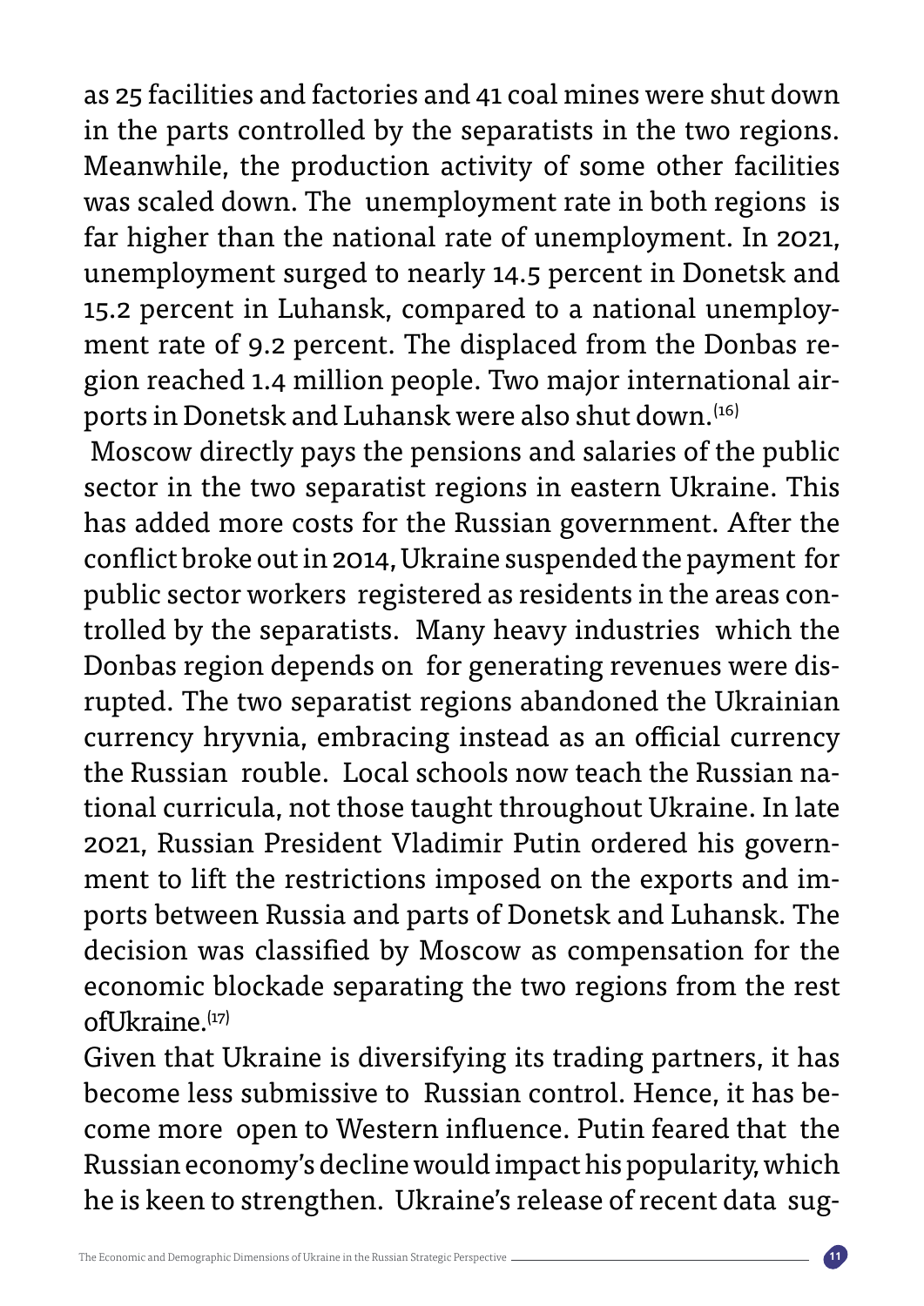as 25 facilities and factories and 41 coal mines were shut down in the parts controlled by the separatists in the two regions. Meanwhile, the production activity of some other facilities was scaled down. The unemployment rate in both regions is far higher than the national rate of unemployment. In 2021, unemployment surged to nearly 14.5 percent in Donetsk and 15.2 percent in Luhansk, compared to a national unemployment rate of 9.2 percent. The displaced from the Donbas region reached 1.4 million people. Two major international airports in Donetsk and Luhansk were also shut down.[16]

Moscow directly pays the pensions and salaries of the public sector in the two separatist regions in eastern Ukraine. This has added more costs for the Russian government. After the conflict broke out in 2014, Ukraine suspended the payment for public sector workers registered as residents in the areas controlled by the separatists. Many heavy industries which the Donbas region depends on for generating revenues were disrupted. The two separatist regions abandoned the Ukrainian currency hryvnia, embracing instead as an official currency the Russian rouble. Local schools now teach the Russian national curricula, not those taught throughout Ukraine. In late 2021, Russian President Vladimir Putin ordered his government to lift the restrictions imposed on the exports and imports between Russia and parts of Donetsk and Luhansk. The decision was classified by Moscow as compensation for the economic blockade separating the two regions from the rest ofUkraine.[17]

Given that Ukraine is diversifying its trading partners, it has become less submissive to Russian control. Hence, it has become more open to Western influence. Putin feared that the Russian economy's decline would impact his popularity, which he is keen to strengthen. Ukraine's release of recent data sug-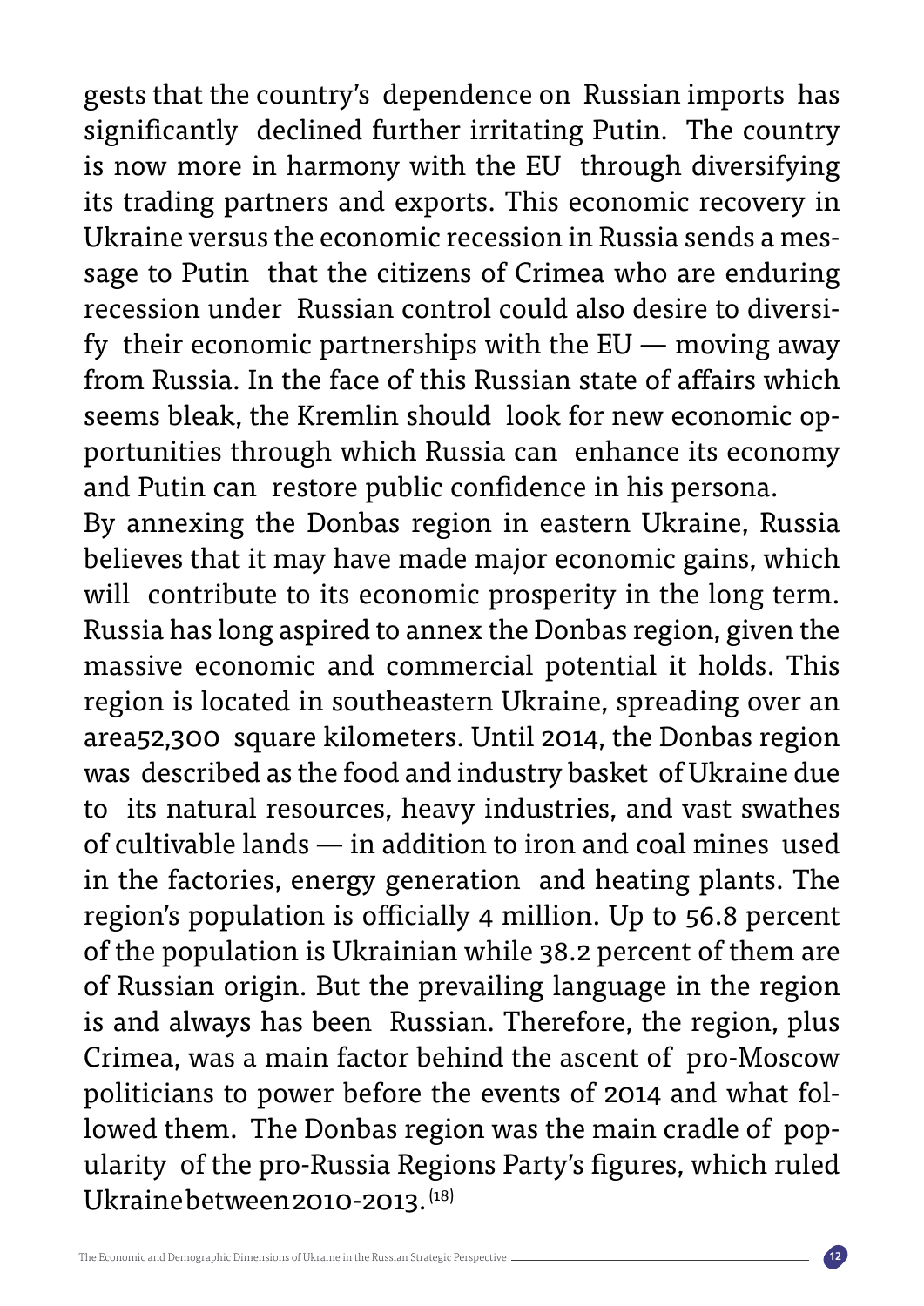gests that the country's dependence on Russian imports has significantly declined further irritating Putin. The country is now more in harmony with the EU through diversifying its trading partners and exports. This economic recovery in Ukraine versus the economic recession in Russia sends a message to Putin that the citizens of Crimea who are enduring recession under Russian control could also desire to diversify their economic partnerships with the EU — moving away from Russia. In the face of this Russian state of affairs which seems bleak, the Kremlin should look for new economic opportunities through which Russia can enhance its economy and Putin can restore public confidence in his persona.

By annexing the Donbas region in eastern Ukraine, Russia believes that it may have made major economic gains, which will contribute to its economic prosperity in the long term. Russia has long aspired to annex the Donbas region, given the massive economic and commercial potential it holds. This region is located in southeastern Ukraine, spreading over an area52,300 square kilometers. Until 2014, the Donbas region was described as the food and industry basket of Ukraine due to its natural resources, heavy industries, and vast swathes of cultivable lands — in addition to iron and coal mines used in the factories, energy generation and heating plants. The region's population is officially 4 million. Up to 56.8 percent of the population is Ukrainian while 38.2 percent of them are of Russian origin. But the prevailing language in the region is and always has been Russian. Therefore, the region, plus Crimea, was a main factor behind the ascent of pro-Moscow politicians to power before the events of 2014 and what followed them. The Donbas region was the main cradle of popularity of the pro-Russia Regions Party's figures, which ruled Ukraine between 2010-2013.[18]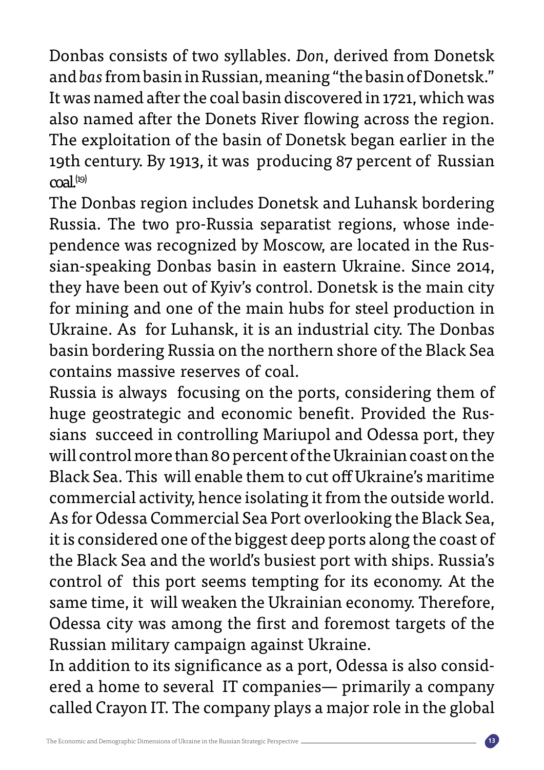Donbas consists of two syllables. *Don*, derived from Donetsk and *bas* from basin in Russian, meaning "the basin of Donetsk." It was named after the coal basin discovered in 1721, which was also named after the Donets River flowing across the region. The exploitation of the basin of Donetsk began earlier in the 19th century. By 1913, it was producing 87 percent of Russian coal.[19]

The Donbas region includes Donetsk and Luhansk bordering Russia. The two pro-Russia separatist regions, whose independence was recognized by Moscow, are located in the Russian-speaking Donbas basin in eastern Ukraine. Since 2014, they have been out of Kyiv's control. Donetsk is the main city for mining and one of the main hubs for steel production in Ukraine. As for Luhansk, it is an industrial city. The Donbas basin bordering Russia on the northern shore of the Black Sea contains massive reserves of coal.

Russia is always focusing on the ports, considering them of huge geostrategic and economic benefit. Provided the Russians succeed in controlling Mariupol and Odessa port, they will control more than 80 percent of the Ukrainian coast on the Black Sea. This will enable them to cut off Ukraine's maritime commercial activity, hence isolating it from the outside world. As for Odessa Commercial Sea Port overlooking the Black Sea, it is considered one of the biggest deep ports along the coast of the Black Sea and the world's busiest port with ships. Russia's control of this port seems tempting for its economy. At the same time, it will weaken the Ukrainian economy. Therefore, Odessa city was among the first and foremost targets of the Russian military campaign against Ukraine.

In addition to its significance as a port, Odessa is also considered a home to several IT companies— primarily a company called Crayon IT. The company plays a major role in the global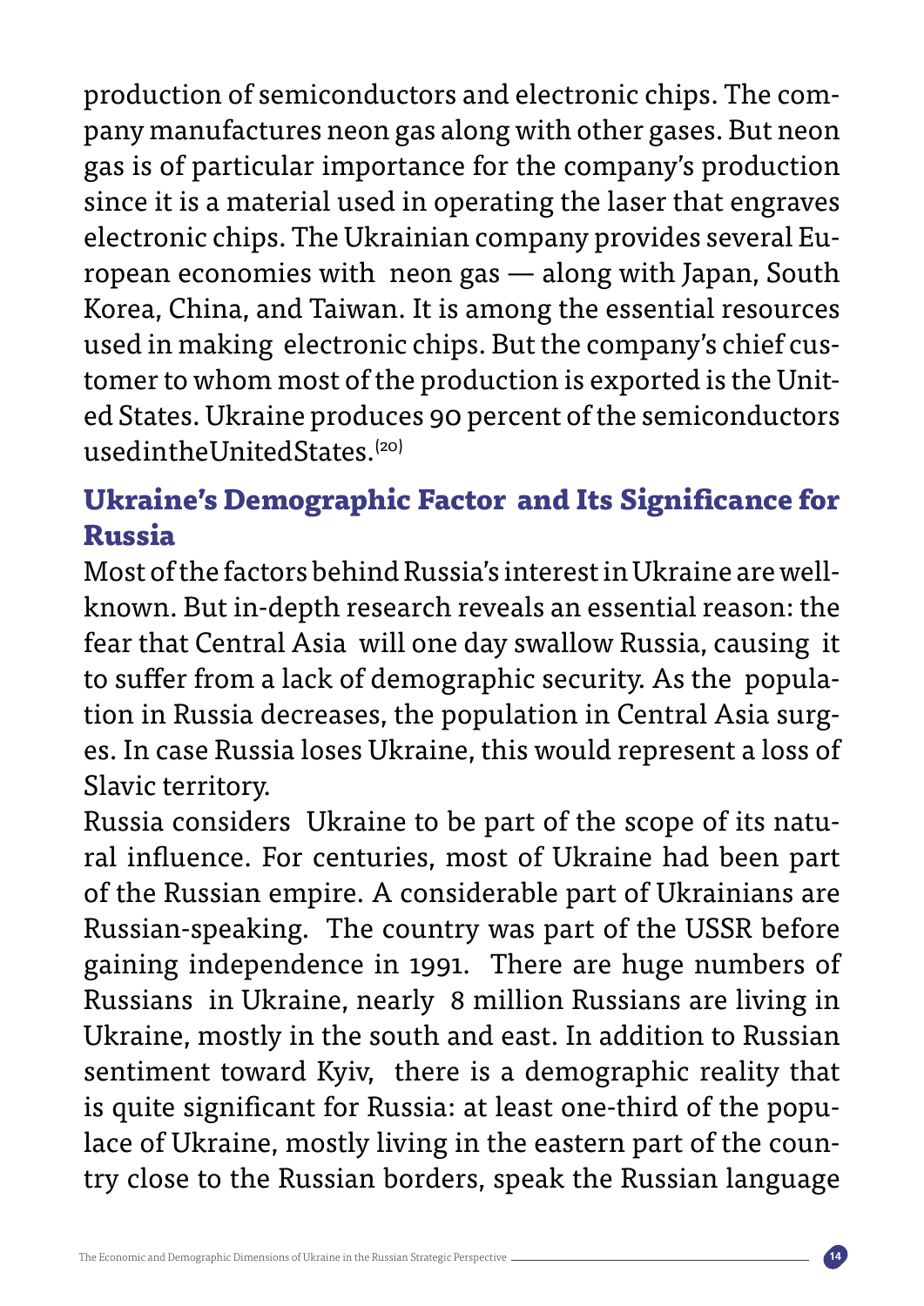production of semiconductors and electronic chips. The company manufactures neon gas along with other gases. But neon gas is of particular importance for the company's production since it is a material used in operating the laser that engraves electronic chips. The Ukrainian company provides several European economies with neon gas — along with Japan, South Korea, China, and Taiwan. It is among the essential resources used in making electronic chips. But the company's chief customer to whom most of the production is exported is the United States. Ukraine produces 90 percent of the semiconductors usedintheUnitedStates.[20]

## Ukraine's Demographic Factor and Its Significance for Russia

Most of the factors behind Russia's interest in Ukraine are well-known. But in-depth research reveals an essential reason: the fear that Central Asia will one day swallow Russia, causing it to suffer from a lack of demographic security. As the population in Russia decreases, the population in Central Asia surges. In case Russia loses Ukraine, this would represent a loss of Slavic territory.

Russia considers Ukraine to be part of the scope of its natural influence. For centuries, most of Ukraine had been part of the Russian empire. A considerable part of Ukrainians are Russian-speaking. The country was part of the USSR before gaining independence in 1991. There are huge numbers of Russians in Ukraine, nearly 8 million Russians are living in Ukraine, mostly in the south and east. In addition to Russian sentiment toward Kyiv, there is a demographic reality that is quite significant for Russia: at least one-third of the populace of Ukraine, mostly living in the eastern part of the country close to the Russian borders, speak the Russian language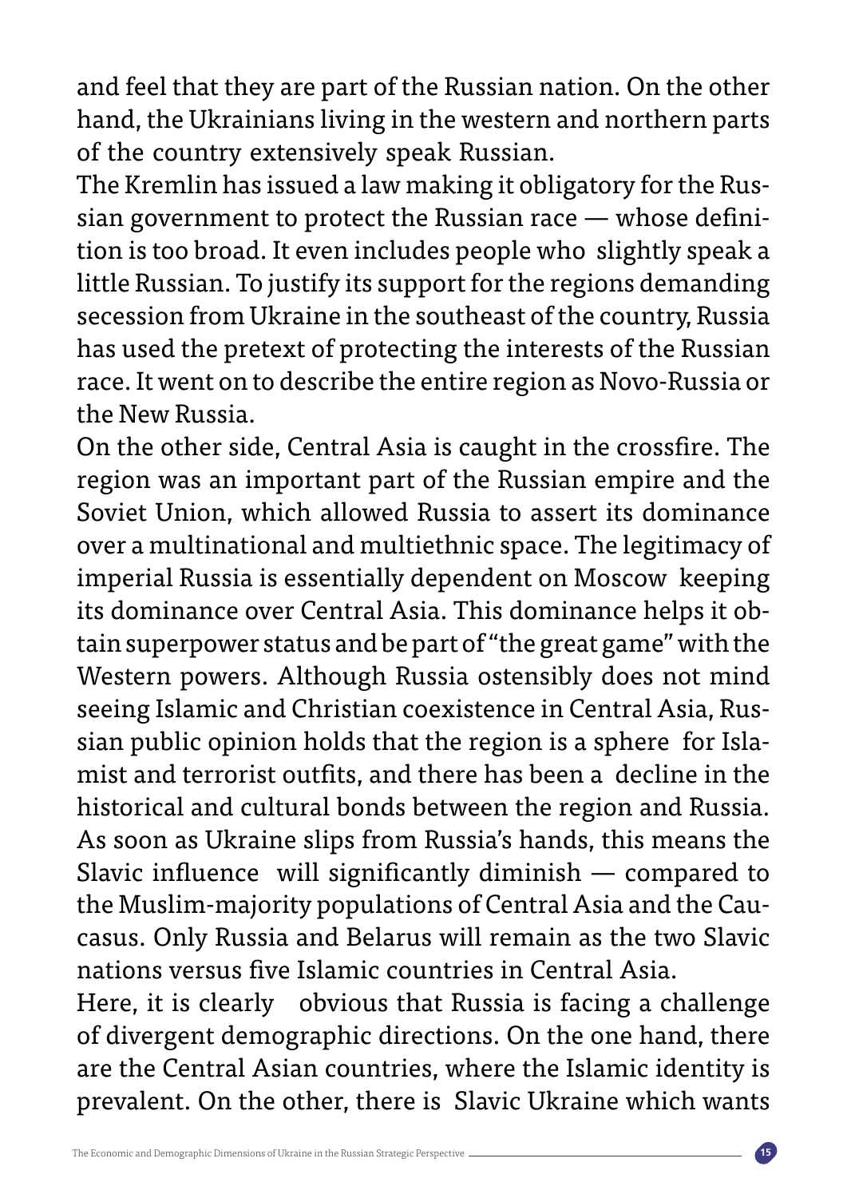and feel that they are part of the Russian nation. On the other hand, the Ukrainians living in the western and northern parts of the country extensively speak Russian.

The Kremlin has issued a law making it obligatory for the Russian government to protect the Russian race — whose definition is too broad. It even includes people who slightly speak a little Russian. To justify its support for the regions demanding secession from Ukraine in the southeast of the country, Russia has used the pretext of protecting the interests of the Russian race. It went on to describe the entire region as Novo-Russia or the New Russia.

On the other side, Central Asia is caught in the crossfire. The region was an important part of the Russian empire and the Soviet Union, which allowed Russia to assert its dominance over a multinational and multiethnic space. The legitimacy of imperial Russia is essentially dependent on Moscow keeping its dominance over Central Asia. This dominance helps it obtain superpower status and be part of "the great game" with the Western powers. Although Russia ostensibly does not mind seeing Islamic and Christian coexistence in Central Asia, Russian public opinion holds that the region is a sphere for Islamist and terrorist outfits, and there has been a decline in the historical and cultural bonds between the region and Russia. As soon as Ukraine slips from Russia's hands, this means the Slavic influence will significantly diminish — compared to the Muslim-majority populations of Central Asia and the Caucasus. Only Russia and Belarus will remain as the two Slavic nations versus five Islamic countries in Central Asia.

Here, it is clearly obvious that Russia is facing a challenge of divergent demographic directions. On the one hand, there are the Central Asian countries, where the Islamic identity is prevalent. On the other, there is Slavic Ukraine which wants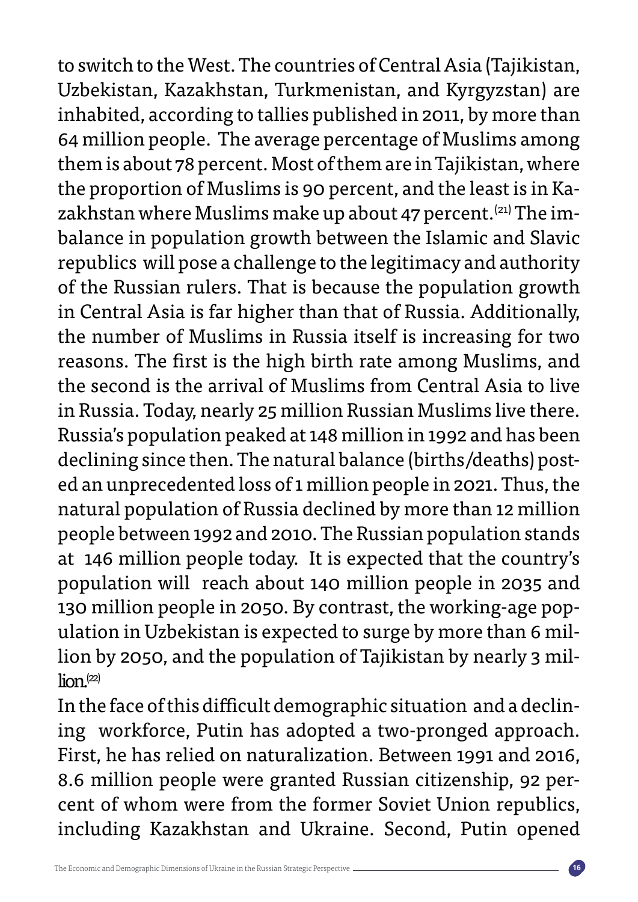to switch to the West. The countries of Central Asia (Tajikistan, Uzbekistan, Kazakhstan, Turkmenistan, and Kyrgyzstan) are inhabited, according to tallies published in 2011, by more than 64 million people. The average percentage of Muslims among them is about 78 percent. Most of them are in Tajikistan, where the proportion of Muslims is 90 percent, and the least is in Kazakhstan where Muslims make up about 47 percent.[21] The imbalance in population growth between the Islamic and Slavic republics will pose a challenge to the legitimacy and authority of the Russian rulers. That is because the population growth in Central Asia is far higher than that of Russia. Additionally, the number of Muslims in Russia itself is increasing for two reasons. The first is the high birth rate among Muslims, and the second is the arrival of Muslims from Central Asia to live in Russia. Today, nearly 25 million Russian Muslims live there. Russia's population peaked at 148 million in 1992 and has been declining since then. The natural balance (births/deaths) posted an unprecedented loss of 1 million people in 2021. Thus, the natural population of Russia declined by more than 12 million people between 1992 and 2010. The Russian population stands at 146 million people today. It is expected that the country's population will reach about 140 million people in 2035 and 130 million people in 2050. By contrast, the working-age population in Uzbekistan is expected to surge by more than 6 million by 2050, and the population of Tajikistan by nearly 3 million.[22]

In the face of this difficult demographic situation and a declining workforce, Putin has adopted a two-pronged approach. First, he has relied on naturalization. Between 1991 and 2016, 8.6 million people were granted Russian citizenship, 92 percent of whom were from the former Soviet Union republics, including Kazakhstan and Ukraine. Second, Putin opened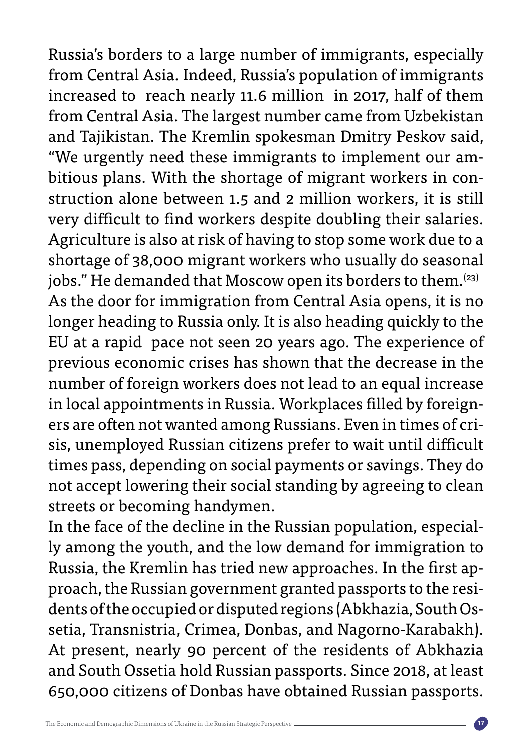Russia's borders to a large number of immigrants, especially from Central Asia. Indeed, Russia's population of immigrants increased to reach nearly 11.6 million in 2017, half of them from Central Asia. The largest number came from Uzbekistan and Tajikistan. The Kremlin spokesman Dmitry Peskov said, "We urgently need these immigrants to implement our ambitious plans. With the shortage of migrant workers in construction alone between 1.5 and 2 million workers, it is still very difficult to find workers despite doubling their salaries. Agriculture is also at risk of having to stop some work due to a shortage of 38,000 migrant workers who usually do seasonal jobs." He demanded that Moscow open its borders to them.[23]

As the door for immigration from Central Asia opens, it is no longer heading to Russia only. It is also heading quickly to the EU at a rapid pace not seen 20 years ago. The experience of previous economic crises has shown that the decrease in the number of foreign workers does not lead to an equal increase in local appointments in Russia. Workplaces filled by foreigners are often not wanted among Russians. Even in times of crisis, unemployed Russian citizens prefer to wait until difficult times pass, depending on social payments or savings. They do not accept lowering their social standing by agreeing to clean streets or becoming handymen.

In the face of the decline in the Russian population, especially among the youth, and the low demand for immigration to Russia, the Kremlin has tried new approaches. In the first approach, the Russian government granted passports to the residents of the occupied or disputed regions (Abkhazia, South Ossetia, Transnistria, Crimea, Donbas, and Nagorno-Karabakh). At present, nearly 90 percent of the residents of Abkhazia and South Ossetia hold Russian passports. Since 2018, at least 650,000 citizens of Donbas have obtained Russian passports.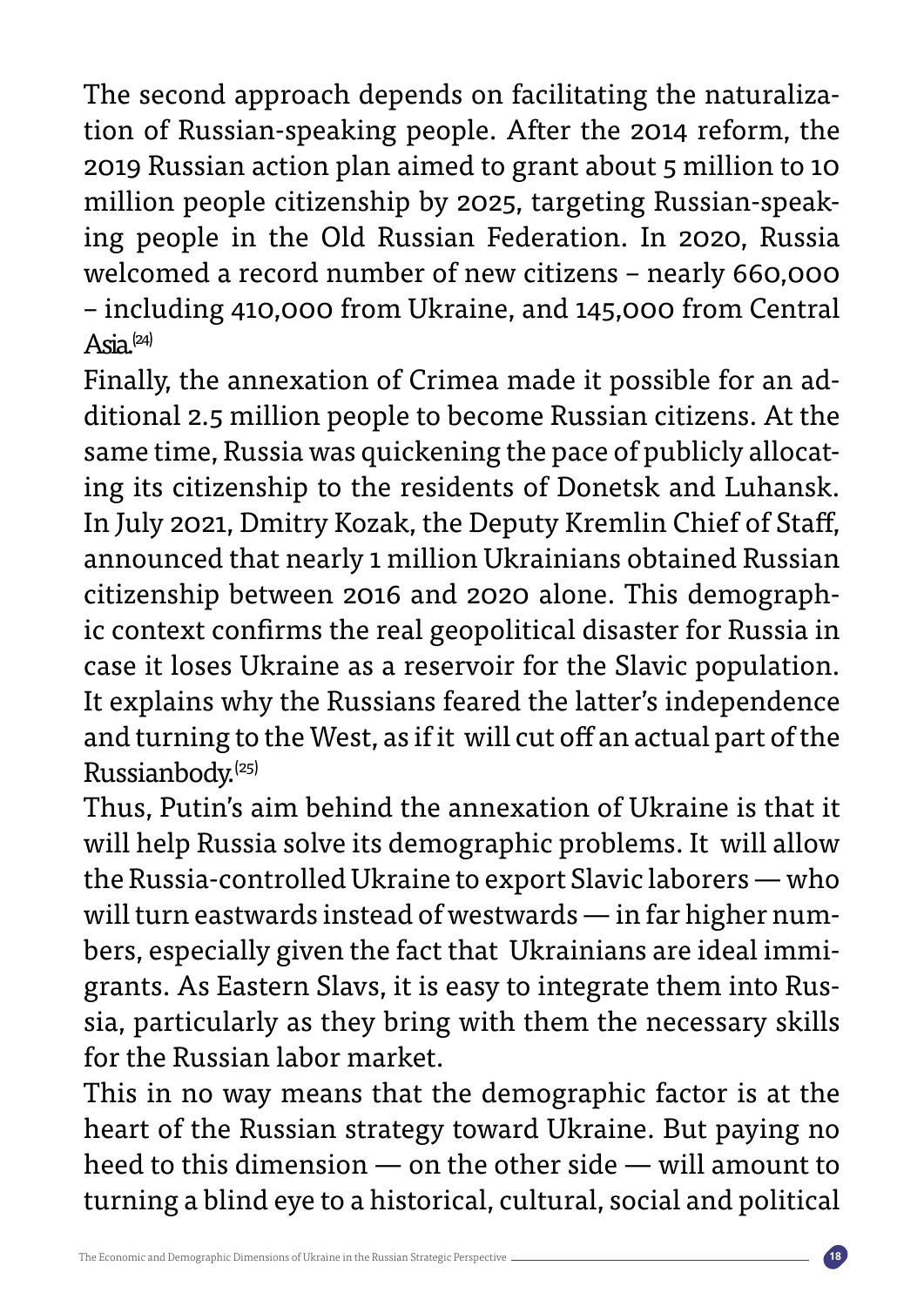The second approach depends on facilitating the naturalization of Russian-speaking people. After the 2014 reform, the 2019 Russian action plan aimed to grant about 5 million to 10 million people citizenship by 2025, targeting Russian-speaking people in the Old Russian Federation. In 2020, Russia welcomed a record number of new citizens – nearly 660,000 – including 410,000 from Ukraine, and 145,000 from Central Asia.[24]

Finally, the annexation of Crimea made it possible for an additional 2.5 million people to become Russian citizens. At the same time, Russia was quickening the pace of publicly allocating its citizenship to the residents of Donetsk and Luhansk. In July 2021, Dmitry Kozak, the Deputy Kremlin Chief of Staff, announced that nearly 1 million Ukrainians obtained Russian citizenship between 2016 and 2020 alone. This demographic context confirms the real geopolitical disaster for Russia in case it loses Ukraine as a reservoir for the Slavic population. It explains why the Russians feared the latter's independence and turning to the West, as if it will cut off an actual part of the Russianbody.[25]

Thus, Putin's aim behind the annexation of Ukraine is that it will help Russia solve its demographic problems. It will allow the Russia-controlled Ukraine to export Slavic laborers — who will turn eastwards instead of westwards — in far higher numbers, especially given the fact that Ukrainians are ideal immigrants. As Eastern Slavs, it is easy to integrate them into Russia, particularly as they bring with them the necessary skills for the Russian labor market.

This in no way means that the demographic factor is at the heart of the Russian strategy toward Ukraine. But paying no heed to this dimension — on the other side — will amount to turning a blind eye to a historical, cultural, social and political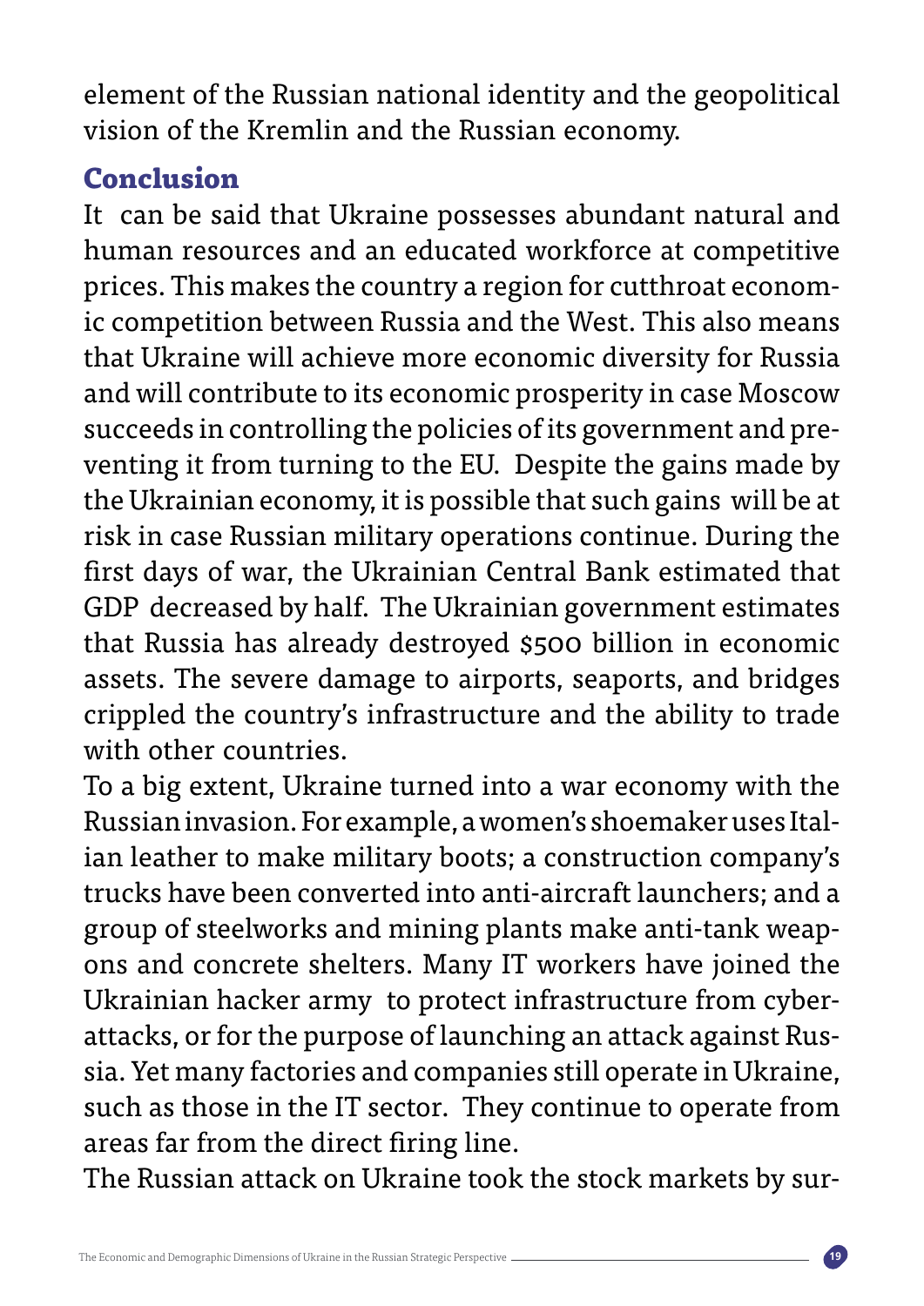element of the Russian national identity and the geopolitical vision of the Kremlin and the Russian economy.

## Conclusion

It can be said that Ukraine possesses abundant natural and human resources and an educated workforce at competitive prices. This makes the country a region for cutthroat economic competition between Russia and the West. This also means that Ukraine will achieve more economic diversity for Russia and will contribute to its economic prosperity in case Moscow succeeds in controlling the policies of its government and preventing it from turning to the EU. Despite the gains made by the Ukrainian economy, it is possible that such gains will be at risk in case Russian military operations continue. During the first days of war, the Ukrainian Central Bank estimated that GDP decreased by half. The Ukrainian government estimates that Russia has already destroyed $500 billion in economic assets. The severe damage to airports, seaports, and bridges crippled the country's infrastructure and the ability to trade with other countries.

To a big extent, Ukraine turned into a war economy with the Russian invasion. For example, a women's shoemaker uses Italian leather to make military boots; a construction company's trucks have been converted into anti-aircraft launchers; and a group of steelworks and mining plants make anti-tank weapons and concrete shelters. Many IT workers have joined the Ukrainian hacker army to protect infrastructure from cyberattacks, or for the purpose of launching an attack against Russia. Yet many factories and companies still operate in Ukraine, such as those in the IT sector. They continue to operate from areas far from the direct firing line.

The Russian attack on Ukraine took the stock markets by sur-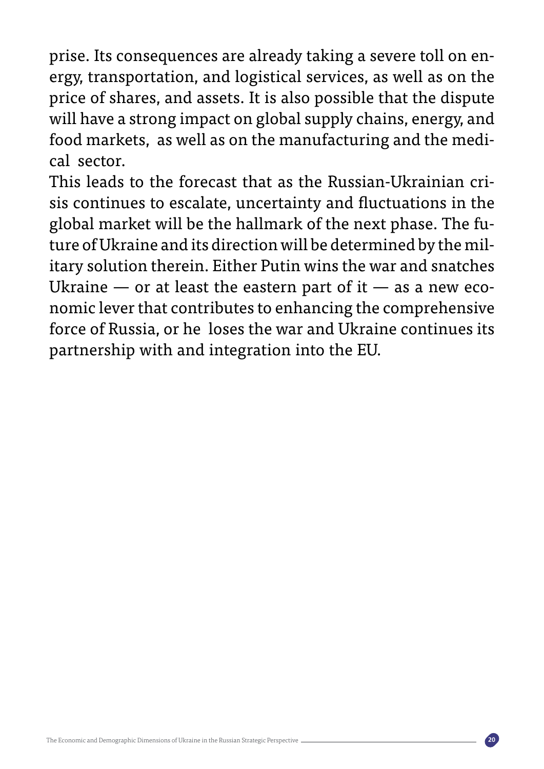prise. Its consequences are already taking a severe toll on energy, transportation, and logistical services, as well as on the price of shares, and assets. It is also possible that the dispute will have a strong impact on global supply chains, energy, and food markets, as well as on the manufacturing and the medical sector.

This leads to the forecast that as the Russian-Ukrainian crisis continues to escalate, uncertainty and fluctuations in the global market will be the hallmark of the next phase. The future of Ukraine and its direction will be determined by the military solution therein. Either Putin wins the war and snatches Ukraine — or at least the eastern part of it — as a new economic lever that contributes to enhancing the comprehensive force of Russia, or he loses the war and Ukraine continues its partnership with and integration into the EU.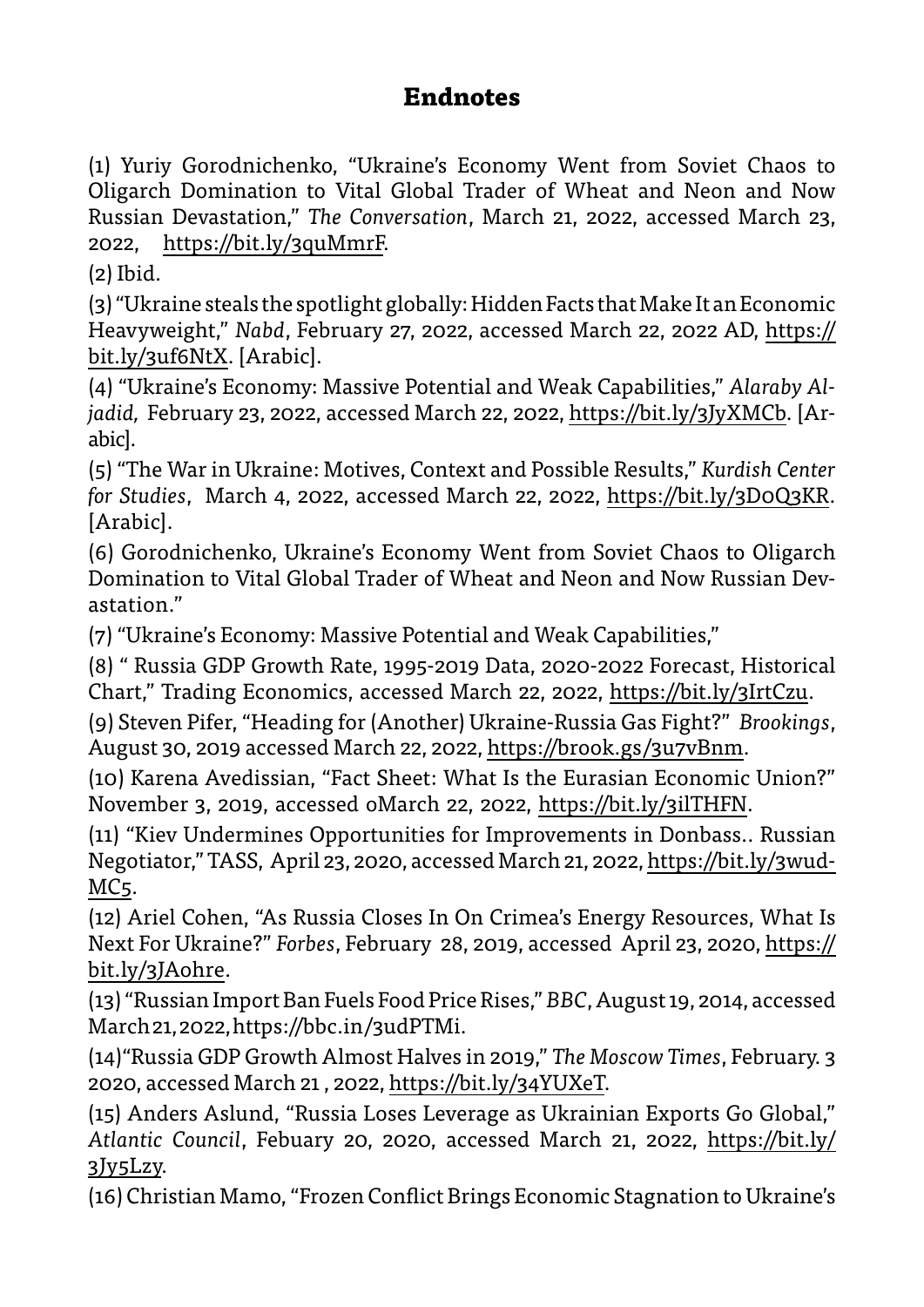## Endnotes

(1) Yuriy Gorodnichenko, "Ukraine's Economy Went from Soviet Chaos to Oligarch Domination to Vital Global Trader of Wheat and Neon and Now Russian Devastation," *The Conversation*, March 21, 2022, accessed March 23, 2022, https://bit.ly/3quMmrF.

(2) Ibid.

(3) "Ukraine steals the spotlight globally: Hidden Facts that Make It an Economic Heavyweight," *Nabd*, February 27, 2022, accessed March 22, 2022 AD, https://bit.ly/3uf6NtX. [Arabic].

(4) "Ukraine's Economy: Massive Potential and Weak Capabilities," *Alaraby Aljadid,* February 23, 2022, accessed March 22, 2022, https://bit.ly/3JyXMCb. [Arabic].

(5) "The War in Ukraine: Motives, Context and Possible Results," *Kurdish Center for Studies*, March 4, 2022, accessed March 22, 2022, https://bit.ly/3DoQ3KR. [Arabic].

(6) Gorodnichenko, Ukraine's Economy Went from Soviet Chaos to Oligarch Domination to Vital Global Trader of Wheat and Neon and Now Russian Devastation."

(7) "Ukraine's Economy: Massive Potential and Weak Capabilities,"

(8) " Russia GDP Growth Rate, 1995-2019 Data, 2020-2022 Forecast, Historical Chart," Trading Economics, accessed March 22, 2022, https://bit.ly/3IrtCzu.

(9) Steven Pifer, "Heading for (Another) Ukraine-Russia Gas Fight?" *Brookings*, August 30, 2019 accessed March 22, 2022, https://brook.gs/3u7vBnm.

(10) Karena Avedissian, "Fact Sheet: What Is the Eurasian Economic Union?" November 3, 2019, accessed oMarch 22, 2022, https://bit.ly/3ilTHFN.

(11) "Kiev Undermines Opportunities for Improvements in Donbass.. Russian Negotiator," TASS, April 23, 2020, accessed March 21, 2022, https://bit.ly/3wudMC5.

(12) Ariel Cohen, "As Russia Closes In On Crimea's Energy Resources, What Is Next For Ukraine?" *Forbes*, February 28, 2019, accessed April 23, 2020, https://bit.ly/3JAohre.

(13) "Russian Import Ban Fuels Food Price Rises," *BBC*, August 19, 2014, accessed March 21, 2022, https://bbc.in/3udPTMi.

(14)"Russia GDP Growth Almost Halves in 2019," *The Moscow Times*, February. 3 2020, accessed March 21 , 2022, https://bit.ly/34YUXeT.

(15) Anders Aslund, "Russia Loses Leverage as Ukrainian Exports Go Global," *Atlantic Council*, Febuary 20, 2020, accessed March 21, 2022, https://bit.ly/3Jy5Lzy.

(16) Christian Mamo, "Frozen Conflict Brings Economic Stagnation to Ukraine's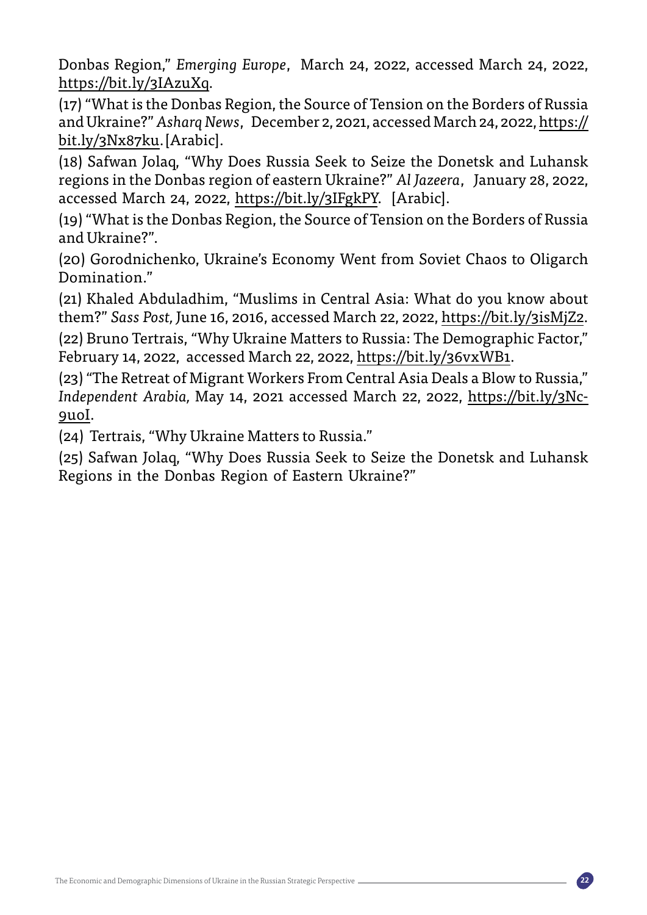Donbas Region," *Emerging Europe*, March 24, 2022, accessed March 24, 2022, https://bit.ly/3IAzuXq.

(17) "What is the Donbas Region, the Source of Tension on the Borders of Russia and Ukraine?" *Asharq News*, December 2, 2021, accessed March 24, 2022, https://bit.ly/3Nx87ku. [Arabic].

(18) Safwan Jolaq, "Why Does Russia Seek to Seize the Donetsk and Luhansk regions in the Donbas region of eastern Ukraine?" *Al Jazeera*, January 28, 2022, accessed March 24, 2022, https://bit.ly/3IFgkPY. [Arabic].

(19) "What is the Donbas Region, the Source of Tension on the Borders of Russia and Ukraine?".

(20) Gorodnichenko, Ukraine's Economy Went from Soviet Chaos to Oligarch Domination."

(21) Khaled Abduladhim, "Muslims in Central Asia: What do you know about them?" *Sass Post,* June 16, 2016, accessed March 22, 2022, https://bit.ly/3isMjZ2.

(22) Bruno Tertrais, "Why Ukraine Matters to Russia: The Demographic Factor," February 14, 2022, accessed March 22, 2022, https://bit.ly/36vxWB1.

(23) "The Retreat of Migrant Workers From Central Asia Deals a Blow to Russia," *Independent Arabia,* May 14, 2021 accessed March 22, 2022, https://bit.ly/3Nc9u0I.

(24) Tertrais, "Why Ukraine Matters to Russia."

(25) Safwan Jolaq, "Why Does Russia Seek to Seize the Donetsk and Luhansk Regions in the Donbas Region of Eastern Ukraine?"